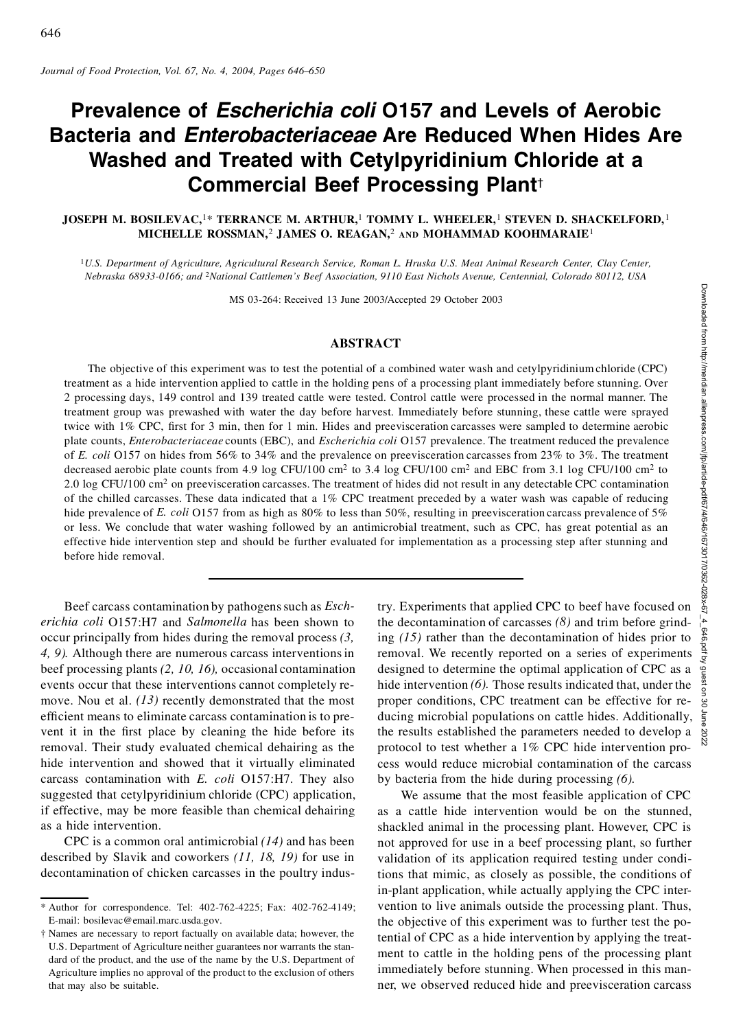# Prevalence of *Escherichia coli* O157 and Levels of Aerobic Bacteria and *Enterobacteriaceae* Are Reduced When Hides Are Washed and Treated with Cetylpyridinium Chloride at a Commercial Beef Processing Plant†

**JOSEPH M. BOSILEVAC,[1]* TERRANCE M. ARTHUR,[1] TOMMY L. WHEELER,[1] STEVEN D. SHACKELFORD,[1] MICHELLE ROSSMAN,[2] JAMES O. REAGAN,[2] AND MOHAMMAD KOOHMARAIE[1]**

[1]U.S. Department of Agriculture, Agricultural Research Service, Roman L. Hruska U.S. Meat Animal Research Center, Clay Center, Nebraska 68933-0166; and [2]National Cattlemen's Beef Association, 9110 East Nichols Avenue, Centennial, Colorado 80112, USA

MS 03-264: Received 13 June 2003/Accepted 29 October 2003

## ABSTRACT

The objective of this experiment was to test the potential of a combined water wash and cetylpyridinium chloride (CPC) treatment as a hide intervention applied to cattle in the holding pens of a processing plant immediately before stunning. Over 2 processing days, 149 control and 139 treated cattle were tested. Control cattle were processed in the normal manner. The treatment group was prewashed with water the day before harvest. Immediately before stunning, these cattle were sprayed twice with 1% CPC, first for 3 min, then for 1 min. Hides and preevisceration carcasses were sampled to determine aerobic plate counts, *Enterobacteriaceae* counts (EBC), and *Escherichia coli* O157 prevalence. The treatment reduced the prevalence of *E. coli* O157 on hides from 56% to 34% and the prevalence on preevisceration carcasses from 23% to 3%. The treatment decreased aerobic plate counts from 4.9 log CFU/100 cm$^2$ to 3.4 log CFU/100 cm$^2$ and EBC from 3.1 log CFU/100 cm$^2$ to 2.0 log CFU/100 cm$^2$ on preevisceration carcasses. The treatment of hides did not result in any detectable CPC contamination of the chilled carcasses. These data indicated that a 1% CPC treatment preceded by a water wash was capable of reducing hide prevalence of *E. coli* O157 from as high as 80% to less than 50%, resulting in preevisceration carcass prevalence of 5% or less. We conclude that water washing followed by an antimicrobial treatment, such as CPC, has great potential as an effective hide intervention step and should be further evaluated for implementation as a processing step after stunning and before hide removal.

---

Beef carcass contamination by pathogens such as *Escherichia coli* O157:H7 and *Salmonella* has been shown to occur principally from hides during the removal process *(3, 4, 9)*. Although there are numerous carcass interventions in beef processing plants *(2, 10, 16)*, occasional contamination events occur that these interventions cannot completely remove. Nou et al. *(13)* recently demonstrated that the most efficient means to eliminate carcass contamination is to prevent it in the first place by cleaning the hide before its removal. Their study evaluated chemical dehairing as the hide intervention and showed that it virtually eliminated carcass contamination with *E. coli* O157:H7. They also suggested that cetylpyridinium chloride (CPC) application, if effective, may be more feasible than chemical dehairing as a hide intervention.

CPC is a common oral antimicrobial *(14)* and has been described by Slavik and coworkers *(11, 18, 19)* for use in decontamination of chicken carcasses in the poultry industry. Experiments that applied CPC to beef have focused on the decontamination of carcasses *(8)* and trim before grinding *(15)* rather than the decontamination of hides prior to removal. We recently reported on a series of experiments designed to determine the optimal application of CPC as a hide intervention *(6)*. Those results indicated that, under the proper conditions, CPC treatment can be effective for reducing microbial populations on cattle hides. Additionally, the results established the parameters needed to develop a protocol to test whether a 1% CPC hide intervention process would reduce microbial contamination of the carcass by bacteria from the hide during processing *(6)*.

We assume that the most feasible application of CPC as a cattle hide intervention would be on the stunned, shackled animal in the processing plant. However, CPC is not approved for use in a beef processing plant, so further validation of its application required testing under conditions that mimic, as closely as possible, the conditions of in-plant application, while actually applying the CPC intervention to live animals outside the processing plant. Thus, the objective of this experiment was to further test the potential of CPC as a hide intervention by applying the treatment to cattle in the holding pens of the processing plant immediately before stunning. When processed in this manner, we observed reduced hide and preevisceration carcass

---

* Author for correspondence. Tel: 402-762-4225; Fax: 402-762-4149; E-mail: bosilevac@email.marc.usda.gov.

† Names are necessary to report factually on available data; however, the U.S. Department of Agriculture neither guarantees nor warrants the standard of the product, and the use of the name by the U.S. Department of Agriculture implies no approval of the product to the exclusion of others that may also be suitable.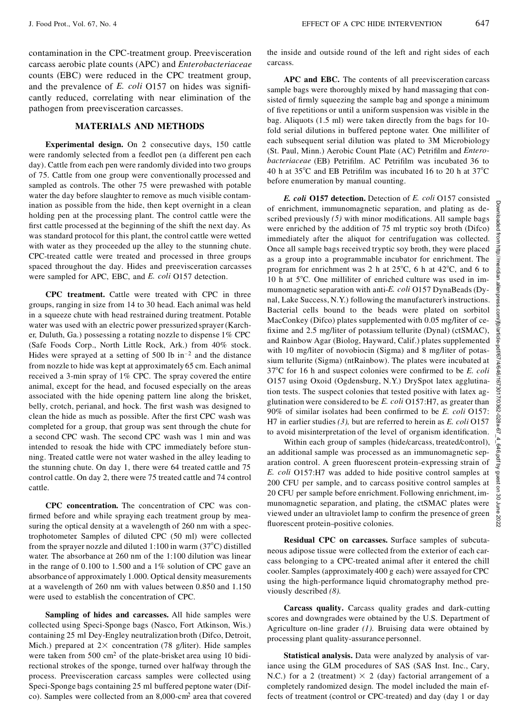contamination in the CPC-treatment group. Preevisceration carcass aerobic plate counts (APC) and *Enterobacteriaceae* counts (EBC) were reduced in the CPC treatment group, and the prevalence of *E. coli* O157 on hides was significantly reduced, correlating with near elimination of the pathogen from preevisceration carcasses.

## MATERIALS AND METHODS

**Experimental design.** On 2 consecutive days, 150 cattle were randomly selected from a feedlot pen (a different pen each day). Cattle from each pen were randomly divided into two groups of 75. Cattle from one group were conventionally processed and sampled as controls. The other 75 were prewashed with potable water the day before slaughter to remove as much visible contamination as possible from the hide, then kept overnight in a clean holding pen at the processing plant. The control cattle were the first cattle processed at the beginning of the shift the next day. As was standard protocol for this plant, the control cattle were wetted with water as they proceeded up the alley to the stunning chute. CPC-treated cattle were treated and processed in three groups spaced throughout the day. Hides and preevisceration carcasses were sampled for APC, EBC, and *E. coli* O157 detection.

**CPC treatment.** Cattle were treated with CPC in three groups, ranging in size from 14 to 30 head. Each animal was held in a squeeze chute with head restrained during treatment. Potable water was used with an electric power pressurized sprayer (Karcher, Duluth, Ga.) possessing a rotating nozzle to dispense 1% CPC (Safe Foods Corp., North Little Rock, Ark.) from 40% stock. Hides were sprayed at a setting of 500 lb $in^{-2}$ and the distance from nozzle to hide was kept at approximately 65 cm. Each animal received a 3-min spray of 1% CPC. The spray covered the entire animal, except for the head, and focused especially on the areas associated with the hide opening pattern line along the brisket, belly, crotch, perianal, and hock. The first wash was designed to clean the hide as much as possible. After the first CPC wash was completed for a group, that group was sent through the chute for a second CPC wash. The second CPC wash was 1 min and was intended to resoak the hide with CPC immediately before stunning. Treated cattle were not water washed in the alley leading to the stunning chute. On day 1, there were 64 treated cattle and 75 control cattle. On day 2, there were 75 treated cattle and 74 control cattle.

**CPC concentration.** The concentration of CPC was confirmed before and while spraying each treatment group by measuring the optical density at a wavelength of 260 nm with a spectrophotometer. Samples of diluted CPC (50 ml) were collected from the sprayer nozzle and diluted 1:100 in warm (37°C) distilled water. The absorbance at 260 nm of the 1:100 dilution was linear in the range of 0.100 to 1.500 and a 1% solution of CPC gave an absorbance of approximately 1.000. Optical density measurements at a wavelength of 260 nm with values between 0.850 and 1.150 were used to establish the concentration of CPC.

**Sampling of hides and carcasses.** All hide samples were collected using Speci-Sponge bags (Nasco, Fort Atkinson, Wis.) containing 25 ml Dey-Engley neutralization broth (Difco, Detroit, Mich.) prepared at 2× concentration (78 g/liter). Hide samples were taken from 500 $cm^2$ of the plate-brisket area using 10 bidirectional strokes of the sponge, turned over halfway through the process. Preevisceration carcass samples were collected using Speci-Sponge bags containing 25 ml buffered peptone water (Difco). Samples were collected from an 8,000-$cm^2$ area that covered the inside and outside round of the left and right sides of each carcass.

**APC and EBC.** The contents of all preevisceration carcass sample bags were thoroughly mixed by hand massaging that consisted of firmly squeezing the sample bag and sponge a minimum of five repetitions or until a uniform suspension was visible in the bag. Aliquots (1.5 ml) were taken directly from the bags for 10-fold serial dilutions in buffered peptone water. One milliliter of each subsequent serial dilution was plated to 3M Microbiology (St. Paul, Minn.) Aerobic Count Plate (AC) Petrifilm and *Enterobacteriaceae* (EB) Petrifilm. AC Petrifilm was incubated 36 to 40 h at 35°C and EB Petrifilm was incubated 16 to 20 h at 37°C before enumeration by manual counting.

***E. coli* O157 detection.** Detection of *E. coli* O157 consisted of enrichment, immunomagnetic separation, and plating as described previously (5) with minor modifications. All sample bags were enriched by the addition of 75 ml tryptic soy broth (Difco) immediately after the aliquot for centrifugation was collected. Once all sample bags received tryptic soy broth, they were placed as a group into a programmable incubator for enrichment. The program for enrichment was 2 h at 25°C, 6 h at 42°C, and 6 to 10 h at 5°C. One milliliter of enriched culture was used in immunomagnetic separation with anti-*E. coli* O157 DynaBeads (Dynal, Lake Success, N.Y.) following the manufacturer's instructions. Bacterial cells bound to the beads were plated on sorbitol MacConkey (Difco) plates supplemented with 0.05 mg/liter of cefixime and 2.5 mg/liter of potassium tellurite (Dynal) (ctSMAC), and Rainbow Agar (Biolog, Hayward, Calif.) plates supplemented with 10 mg/liter of novobiocin (Sigma) and 8 mg/liter of potassium tellurite (Sigma) (ntRainbow). The plates were incubated at 37°C for 16 h and suspect colonies were confirmed to be *E. coli* O157 using Oxoid (Ogdensburg, N.Y.) DrySpot latex agglutination tests. The suspect colonies that tested positive with latex agglutination were considered to be *E. coli* O157:H7, as greater than 90% of similar isolates had been confirmed to be *E. coli* O157:H7 in earlier studies (3), but are referred to herein as *E. coli* O157 to avoid misinterpretation of the level of organism identification.

Within each group of samples (hide/carcass, treated/control), an additional sample was processed as an immunomagnetic separation control. A green fluorescent protein–expressing strain of *E. coli* O157:H7 was added to hide positive control samples at 200 CFU per sample, and to carcass positive control samples at 20 CFU per sample before enrichment. Following enrichment, immunomagnetic separation, and plating, the ctSMAC plates were viewed under an ultraviolet lamp to confirm the presence of green fluorescent protein–positive colonies.

**Residual CPC on carcasses.** Surface samples of subcutaneous adipose tissue were collected from the exterior of each carcass belonging to a CPC-treated animal after it entered the chill cooler. Samples (approximately 400 g each) were assayed for CPC using the high-performance liquid chromatography method previously described (8).

**Carcass quality.** Carcass quality grades and dark-cutting scores and downgrades were obtained by the U.S. Department of Agriculture on-line grader (1). Bruising data were obtained by processing plant quality-assurance personnel.

**Statistical analysis.** Data were analyzed by analysis of variance using the GLM procedures of SAS (SAS Inst. Inc., Cary, N.C.) for a 2 (treatment) × 2 (day) factorial arrangement of a completely randomized design. The model included the main effects of treatment (control or CPC-treated) and day (day 1 or day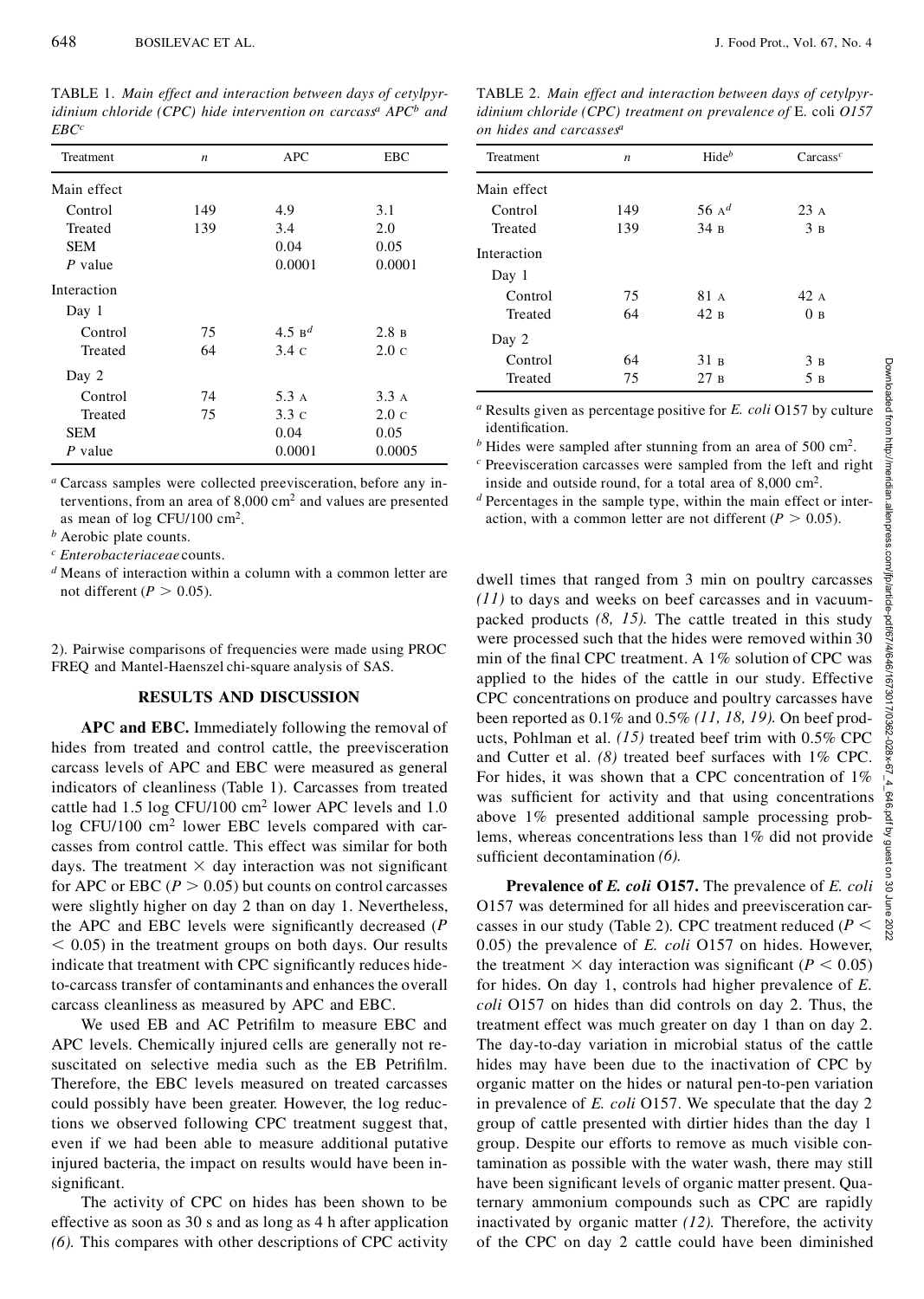TABLE 1. *Main effect and interaction between days of cetylpyridinium chloride (CPC) hide intervention on carcass[a] APC[b] and EBC[c]*

| Treatment | $n$ | APC | EBC |
|---|---|---|---|
| Main effect | | | |
| Control | 149 | 4.9 | 3.1 |
| Treated | 139 | 3.4 | 2.0 |
| SEM | | 0.04 | 0.05 |
| $P$ value | | 0.0001 | 0.0001 |
| Interaction | | | |
| Day 1 | | | |
| Control | 75 | 4.5 B[d] | 2.8 B |
| Treated | 64 | 3.4 C | 2.0 C |
| Day 2 | | | |
| Control | 74 | 5.3 A | 3.3 A |
| Treated | 75 | 3.3 C | 2.0 C |
| SEM | | 0.04 | 0.05 |
| $P$ value | | 0.0001 | 0.0005 |

[a] Carcass samples were collected preevisceration, before any interventions, from an area of 8,000 cm$^2$ and values are presented as mean of log CFU/100 cm$^2$.

[b] Aerobic plate counts.

[c] *Enterobacteriaceae* counts.

[d] Means of interaction within a column with a common letter are not different ($P > 0.05$).

TABLE 2. *Main effect and interaction between days of cetylpyridinium chloride (CPC) treatment on prevalence of* E. coli *O157 on hides and carcasses[a]*

| Treatment | $n$ | Hide[b] | Carcass[c] |
|---|---|---|---|
| Main effect | | | |
| Control | 149 | 56 A[d] | 23 A |
| Treated | 139 | 34 B | 3 B |
| Interaction | | | |
| Day 1 | | | |
| Control | 75 | 81 A | 42 A |
| Treated | 64 | 42 B | 0 B |
| Day 2 | | | |
| Control | 64 | 31 B | 3 B |
| Treated | 75 | 27 B | 5 B |

[a] Results given as percentage positive for *E. coli* O157 by culture identification.

[b] Hides were sampled after stunning from an area of 500 cm$^2$.

[c] Preevisceration carcasses were sampled from the left and right inside and outside round, for a total area of 8,000 cm$^2$.

[d] Percentages in the sample type, within the main effect or interaction, with a common letter are not different ($P > 0.05$).

2). Pairwise comparisons of frequencies were made using PROC FREQ and Mantel-Haenszel chi-square analysis of SAS.

## RESULTS AND DISCUSSION

**APC and EBC.** Immediately following the removal of hides from treated and control cattle, the preevisceration carcass levels of APC and EBC were measured as general indicators of cleanliness (Table 1). Carcasses from treated cattle had 1.5 log CFU/100 cm$^2$ lower APC levels and 1.0 log CFU/100 cm$^2$ lower EBC levels compared with carcasses from control cattle. This effect was similar for both days. The treatment × day interaction was not significant for APC or EBC ($P > 0.05$) but counts on control carcasses were slightly higher on day 2 than on day 1. Nevertheless, the APC and EBC levels were significantly decreased ($P < 0.05$) in the treatment groups on both days. Our results indicate that treatment with CPC significantly reduces hide-to-carcass transfer of contaminants and enhances the overall carcass cleanliness as measured by APC and EBC.

We used EB and AC Petrifilm to measure EBC and APC levels. Chemically injured cells are generally not resuscitated on selective media such as the EB Petrifilm. Therefore, the EBC levels measured on treated carcasses could possibly have been greater. However, the log reductions we observed following CPC treatment suggest that, even if we had been able to measure additional putative injured bacteria, the impact on results would have been insignificant.

The activity of CPC on hides has been shown to be effective as soon as 30 s and as long as 4 h after application *(6)*. This compares with other descriptions of CPC activity dwell times that ranged from 3 min on poultry carcasses *(11)* to days and weeks on beef carcasses and in vacuum-packed products *(8, 15)*. The cattle treated in this study were processed such that the hides were removed within 30 min of the final CPC treatment. A 1% solution of CPC was applied to the hides of the cattle in our study. Effective CPC concentrations on produce and poultry carcasses have been reported as 0.1% and 0.5% *(11, 18, 19)*. On beef products, Pohlman et al. *(15)* treated beef trim with 0.5% CPC and Cutter et al. *(8)* treated beef surfaces with 1% CPC. For hides, it was shown that a CPC concentration of 1% was sufficient for activity and that using concentrations above 1% presented additional sample processing problems, whereas concentrations less than 1% did not provide sufficient decontamination *(6)*.

**Prevalence of *E. coli* O157.** The prevalence of *E. coli* O157 was determined for all hides and preevisceration carcasses in our study (Table 2). CPC treatment reduced ($P < 0.05$) the prevalence of *E. coli* O157 on hides. However, the treatment × day interaction was significant ($P < 0.05$) for hides. On day 1, controls had higher prevalence of *E. coli* O157 on hides than did controls on day 2. Thus, the treatment effect was much greater on day 1 than on day 2. The day-to-day variation in microbial status of the cattle hides may have been due to the inactivation of CPC by organic matter on the hides or natural pen-to-pen variation in prevalence of *E. coli* O157. We speculate that the day 2 group of cattle presented with dirtier hides than the day 1 group. Despite our efforts to remove as much visible contamination as possible with the water wash, there may still have been significant levels of organic matter present. Quaternary ammonium compounds such as CPC are rapidly inactivated by organic matter *(12)*. Therefore, the activity of the CPC on day 2 cattle could have been diminished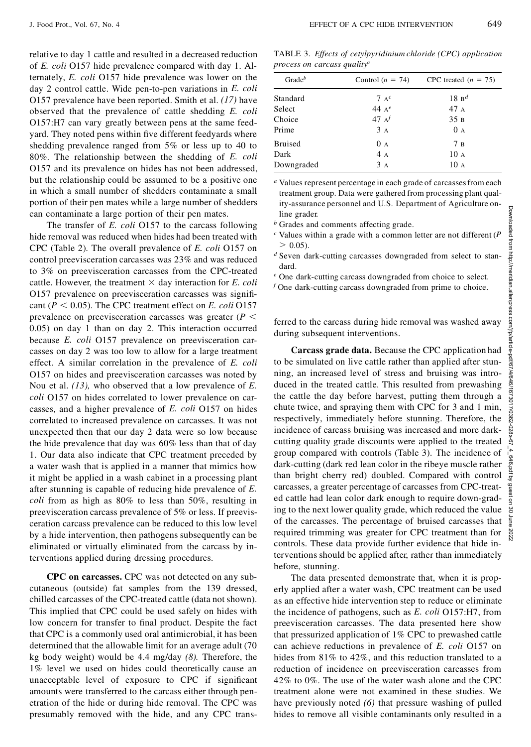relative to day 1 cattle and resulted in a decreased reduction of *E. coli* O157 hide prevalence compared with day 1. Alternately, *E. coli* O157 hide prevalence was lower on the day 2 control cattle. Wide pen-to-pen variations in *E. coli* O157 prevalence have been reported. Smith et al. *(17)* have observed that the prevalence of cattle shedding *E. coli* O157:H7 can vary greatly between pens at the same feedyard. They noted pens within five different feedyards where shedding prevalence ranged from 5% or less up to 40 to 80%. The relationship between the shedding of *E. coli* O157 and its prevalence on hides has not been addressed, but the relationship could be assumed to be a positive one in which a small number of shedders contaminate a small portion of their pen mates while a large number of shedders can contaminate a large portion of their pen mates.

The transfer of *E. coli* O157 to the carcass following hide removal was reduced when hides had been treated with CPC (Table 2). The overall prevalence of *E. coli* O157 on control preevisceration carcasses was 23% and was reduced to 3% on preevisceration carcasses from the CPC-treated cattle. However, the treatment × day interaction for *E. coli* O157 prevalence on preevisceration carcasses was significant ($P < 0.05$). The CPC treatment effect on *E. coli* O157 prevalence on preevisceration carcasses was greater ($P < 0.05$) on day 1 than on day 2. This interaction occurred because *E. coli* O157 prevalence on preevisceration carcasses on day 2 was too low to allow for a large treatment effect. A similar correlation in the prevalence of *E. coli* O157 on hides and preevisceration carcasses was noted by Nou et al. *(13),* who observed that a low prevalence of *E. coli* O157 on hides correlated to lower prevalence on carcasses, and a higher prevalence of *E. coli* O157 on hides correlated to increased prevalence on carcasses. It was not unexpected then that our day 2 data were so low because the hide prevalence that day was 60% less than that of day 1. Our data also indicate that CPC treatment preceded by a water wash that is applied in a manner that mimics how it might be applied in a wash cabinet in a processing plant after stunning is capable of reducing hide prevalence of *E. coli* from as high as 80% to less than 50%, resulting in preevisceration carcass prevalence of 5% or less. If preevisceration carcass prevalence can be reduced to this low level by a hide intervention, then pathogens subsequently can be eliminated or virtually eliminated from the carcass by interventions applied during dressing procedures.

**CPC on carcasses.** CPC was not detected on any subcutaneous (outside) fat samples from the 139 dressed, chilled carcasses of the CPC-treated cattle (data not shown). This implied that CPC could be used safely on hides with low concern for transfer to final product. Despite the fact that CPC is a commonly used oral antimicrobial, it has been determined that the allowable limit for an average adult (70 kg body weight) would be 4.4 mg/day *(8).* Therefore, the 1% level we used on hides could theoretically cause an unacceptable level of exposure to CPC if significant amounts were transferred to the carcass either through penetration of the hide or during hide removal. The CPC was presumably removed with the hide, and any CPC transferred to the carcass during hide removal was washed away during subsequent interventions.

TABLE 3. *Effects of cetylpyridinium chloride (CPC) application process on carcass quality*[a]

| Grade[b] | Control ($n$ = 74) | CPC treated ($n$ = 75) |
|---|---|---|
| Standard | 7 A[c] | 18 B[d] |
| Select | 44 A[e] | 47 A |
| Choice | 47 A[f] | 35 B |
| Prime | 3 A | 0 A |
| Bruised | 0 A | 7 B |
| Dark | 4 A | 10 A |
| Downgraded | 3 A | 10 A |

[a] Values represent percentage in each grade of carcasses from each treatment group. Data were gathered from processing plant quality-assurance personnel and U.S. Department of Agriculture online grader.

[b] Grades and comments affecting grade.

[c] Values within a grade with a common letter are not different ($P > 0.05$).

[d] Seven dark-cutting carcasses downgraded from select to standard.

[e] One dark-cutting carcass downgraded from choice to select.

[f] One dark-cutting carcass downgraded from prime to choice.

**Carcass grade data.** Because the CPC application had to be simulated on live cattle rather than applied after stunning, an increased level of stress and bruising was introduced in the treated cattle. This resulted from prewashing the cattle the day before harvest, putting them through a chute twice, and spraying them with CPC for 3 and 1 min, respectively, immediately before stunning. Therefore, the incidence of carcass bruising was increased and more dark-cutting quality grade discounts were applied to the treated group compared with controls (Table 3). The incidence of dark-cutting (dark red lean color in the ribeye muscle rather than bright cherry red) doubled. Compared with control carcasses, a greater percentage of carcasses from CPC-treated cattle had lean color dark enough to require down-grading to the next lower quality grade, which reduced the value of the carcasses. The percentage of bruised carcasses that required trimming was greater for CPC treatment than for controls. These data provide further evidence that hide interventions should be applied after, rather than immediately before, stunning.

The data presented demonstrate that, when it is properly applied after a water wash, CPC treatment can be used as an effective hide intervention step to reduce or eliminate the incidence of pathogens, such as *E. coli* O157:H7, from preevisceration carcasses. The data presented here show that pressurized application of 1% CPC to prewashed cattle can achieve reductions in prevalence of *E. coli* O157 on hides from 81% to 42%, and this reduction translated to a reduction of incidence on preevisceration carcasses from 42% to 0%. The use of the water wash alone and the CPC treatment alone were not examined in these studies. We have previously noted *(6)* that pressure washing of pulled hides to remove all visible contaminants only resulted in a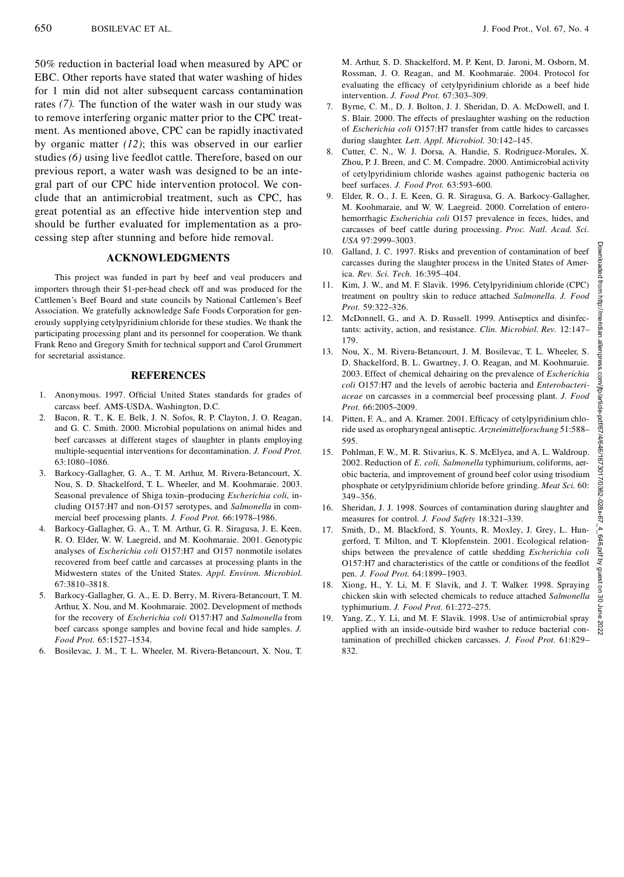50% reduction in bacterial load when measured by APC or EBC. Other reports have stated that water washing of hides for 1 min did not alter subsequent carcass contamination rates *(7)*. The function of the water wash in our study was to remove interfering organic matter prior to the CPC treatment. As mentioned above, CPC can be rapidly inactivated by organic matter *(12)*; this was observed in our earlier studies *(6)* using live feedlot cattle. Therefore, based on our previous report, a water wash was designed to be an integral part of our CPC hide intervention protocol. We conclude that an antimicrobial treatment, such as CPC, has great potential as an effective hide intervention step and should be further evaluated for implementation as a processing step after stunning and before hide removal.

## ACKNOWLEDGMENTS

This project was funded in part by beef and veal producers and importers through their $1-per-head check off and was produced for the Cattlemen's Beef Board and state councils by National Cattlemen's Beef Association. We gratefully acknowledge Safe Foods Corporation for generously supplying cetylpyridinium chloride for these studies. We thank the participating processing plant and its personnel for cooperation. We thank Frank Reno and Gregory Smith for technical support and Carol Grummert for secretarial assistance.

## REFERENCES

1. Anonymous. 1997. Official United States standards for grades of carcass beef. AMS-USDA, Washington, D.C.
2. Bacon, R. T., K. E. Belk, J. N. Sofos, R. P. Clayton, J. O. Reagan, and G. C. Smith. 2000. Microbial populations on animal hides and beef carcasses at different stages of slaughter in plants employing multiple-sequential interventions for decontamination. *J. Food Prot.* 63:1080–1086.
3. Barkocy-Gallagher, G. A., T. M. Arthur, M. Rivera-Betancourt, X. Nou, S. D. Shackelford, T. L. Wheeler, and M. Koohmaraie. 2003. Seasonal prevalence of Shiga toxin–producing *Escherichia coli*, including O157:H7 and non-O157 serotypes, and *Salmonella* in commercial beef processing plants. *J. Food Prot.* 66:1978–1986.
4. Barkocy-Gallagher, G. A., T. M. Arthur, G. R. Siragusa, J. E. Keen, R. O. Elder, W. W. Laegreid, and M. Koohmaraie. 2001. Genotypic analyses of *Escherichia coli* O157:H7 and O157 nonmotile isolates recovered from beef cattle and carcasses at processing plants in the Midwestern states of the United States. *Appl. Environ. Microbiol.* 67:3810–3818.
5. Barkocy-Gallagher, G. A., E. D. Berry, M. Rivera-Betancourt, T. M. Arthur, X. Nou, and M. Koohmaraie. 2002. Development of methods for the recovery of *Escherichia coli* O157:H7 and *Salmonella* from beef carcass sponge samples and bovine fecal and hide samples. *J. Food Prot.* 65:1527–1534.
6. Bosilevac, J. M., T. L. Wheeler, M. Rivera-Betancourt, X. Nou, T. M. Arthur, S. D. Shackelford, M. P. Kent, D. Jaroni, M. Osborn, M. Rossman, J. O. Reagan, and M. Koohmaraie. 2004. Protocol for evaluating the efficacy of cetylpyridinium chloride as a beef hide intervention. *J. Food Prot.* 67:303–309.
7. Byrne, C. M., D. J. Bolton, J. J. Sheridan, D. A. McDowell, and I. S. Blair. 2000. The effects of preslaughter washing on the reduction of *Escherichia coli* O157:H7 transfer from cattle hides to carcasses during slaughter. *Lett. Appl. Microbiol.* 30:142–145.
8. Cutter, C. N., W. J. Dorsa, A. Handie, S. Rodriguez-Morales, X. Zhou, P. J. Breen, and C. M. Compadre. 2000. Antimicrobial activity of cetylpyridinium chloride washes against pathogenic bacteria on beef surfaces. *J. Food Prot.* 63:593–600.
9. Elder, R. O., J. E. Keen, G. R. Siragusa, G. A. Barkocy-Gallagher, M. Koohmaraie, and W. W. Laegreid. 2000. Correlation of enterohemorrhagic *Escherichia coli* O157 prevalence in feces, hides, and carcasses of beef cattle during processing. *Proc. Natl. Acad. Sci. USA* 97:2999–3003.
10. Galland, J. C. 1997. Risks and prevention of contamination of beef carcasses during the slaughter process in the United States of America. *Rev. Sci. Tech.* 16:395–404.
11. Kim, J. W., and M. F. Slavik. 1996. Cetylpyridinium chloride (CPC) treatment on poultry skin to reduce attached *Salmonella*. *J. Food Prot.* 59:322–326.
12. McDonnell, G., and A. D. Russell. 1999. Antiseptics and disinfectants: activity, action, and resistance. *Clin. Microbiol. Rev.* 12:147–179.
13. Nou, X., M. Rivera-Betancourt, J. M. Bosilevac, T. L. Wheeler, S. D. Shackelford, B. L. Gwartney, J. O. Reagan, and M. Koohmaraie. 2003. Effect of chemical dehairing on the prevalence of *Escherichia coli* O157:H7 and the levels of aerobic bacteria and *Enterobacteriaceae* on carcasses in a commercial beef processing plant. *J. Food Prot.* 66:2005–2009.
14. Pitten, F. A., and A. Kramer. 2001. Efficacy of cetylpyridinium chloride used as oropharyngeal antiseptic. *Arzneimittelforschung* 51:588–595.
15. Pohlman, F. W., M. R. Stivarius, K. S. McElyea, and A. L. Waldroup. 2002. Reduction of *E. coli, Salmonella* typhimurium, coliforms, aerobic bacteria, and improvement of ground beef color using trisodium phosphate or cetylpyridinium chloride before grinding. *Meat Sci.* 60: 349–356.
16. Sheridan, J. J. 1998. Sources of contamination during slaughter and measures for control. *J. Food Safety* 18:321–339.
17. Smith, D., M. Blackford, S. Younts, R. Moxley, J. Grey, L. Hungerford, T. Milton, and T. Klopfenstein. 2001. Ecological relationships between the prevalence of cattle shedding *Escherichia coli* O157:H7 and characteristics of the cattle or conditions of the feedlot pen. *J. Food Prot.* 64:1899–1903.
18. Xiong, H., Y. Li, M. F. Slavik, and J. T. Walker. 1998. Spraying chicken skin with selected chemicals to reduce attached *Salmonella* typhimurium. *J. Food Prot.* 61:272–275.
19. Yang, Z., Y. Li, and M. F. Slavik. 1998. Use of antimicrobial spray applied with an inside-outside bird washer to reduce bacterial contamination of prechilled chicken carcasses. *J. Food Prot.* 61:829–832.